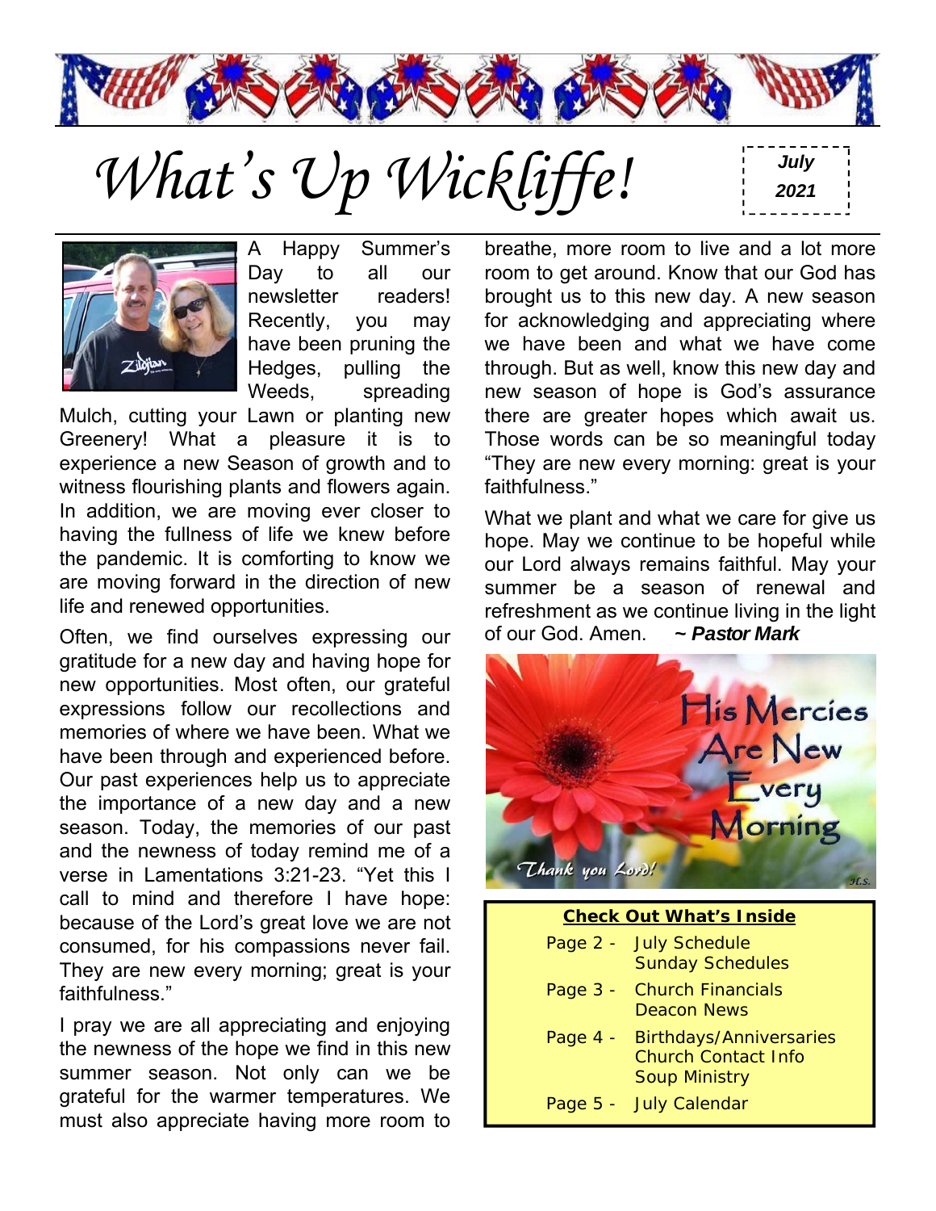# What's Up Wickliffe!

**July 2021**

A Happy Summer's Day to all our newsletter readers! Recently, you may have been pruning the Hedges, pulling the Weeds, spreading Mulch, cutting your Lawn or planting new Greenery! What a pleasure it is to experience a new Season of growth and to witness flourishing plants and flowers again. In addition, we are moving ever closer to having the fullness of life we knew before the pandemic. It is comforting to know we are moving forward in the direction of new life and renewed opportunities.

Often, we find ourselves expressing our gratitude for a new day and having hope for new opportunities. Most often, our grateful expressions follow our recollections and memories of where we have been. What we have been through and experienced before. Our past experiences help us to appreciate the importance of a new day and a new season. Today, the memories of our past and the newness of today remind me of a verse in Lamentations 3:21-23. "Yet this I call to mind and therefore I have hope: because of the Lord's great love we are not consumed, for his compassions never fail. They are new every morning; great is your faithfulness."

I pray we are all appreciating and enjoying the newness of the hope we find in this new summer season. Not only can we be grateful for the warmer temperatures. We must also appreciate having more room to breathe, more room to live and a lot more room to get around. Know that our God has brought us to this new day. A new season for acknowledging and appreciating where we have been and what we have come through. But as well, know this new day and new season of hope is God's assurance there are greater hopes which await us. Those words can be so meaningful today "They are new every morning: great is your faithfulness."

What we plant and what we care for give us hope. May we continue to be hopeful while our Lord always remains faithful. May your summer be a season of renewal and refreshment as we continue living in the light of our God. Amen. ***~ Pastor Mark***

His Mercies Are New Every Morning

*Thank you Lord!*

**Check Out What's Inside**

- Page 2 - July Schedule, Sunday Schedules
- Page 3 - Church Financials, Deacon News
- Page 4 - Birthdays/Anniversaries, Church Contact Info, Soup Ministry
- Page 5 - July Calendar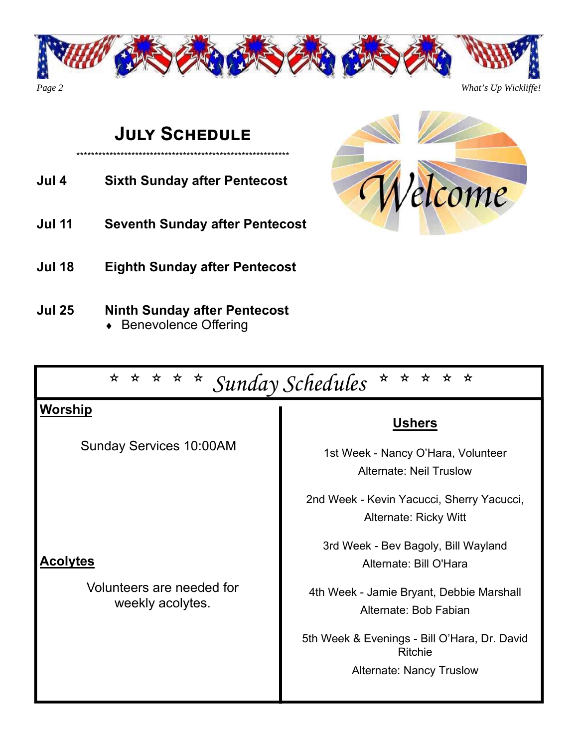## July Schedule

**************************************************************

**Jul 4** — **Sixth Sunday after Pentecost**

**Jul 11** — **Seventh Sunday after Pentecost**

**Jul 18** — **Eighth Sunday after Pentecost**

**Jul 25** — **Ninth Sunday after Pentecost**

- Benevolence Offering

Welcome

## ☆ ☆ ☆ ☆ ☆ *Sunday Schedules* ☆ ☆ ☆ ☆ ☆

### Worship

Sunday Services 10:00AM

### Acolytes

Volunteers are needed for weekly acolytes.

### Ushers

1st Week - Nancy O'Hara, Volunteer
Alternate: Neil Truslow

2nd Week - Kevin Yacucci, Sherry Yacucci,
Alternate: Ricky Witt

3rd Week - Bev Bagoly, Bill Wayland
Alternate: Bill O'Hara

4th Week - Jamie Bryant, Debbie Marshall
Alternate: Bob Fabian

5th Week & Evenings - Bill O'Hara, Dr. David Ritchie
Alternate: Nancy Truslow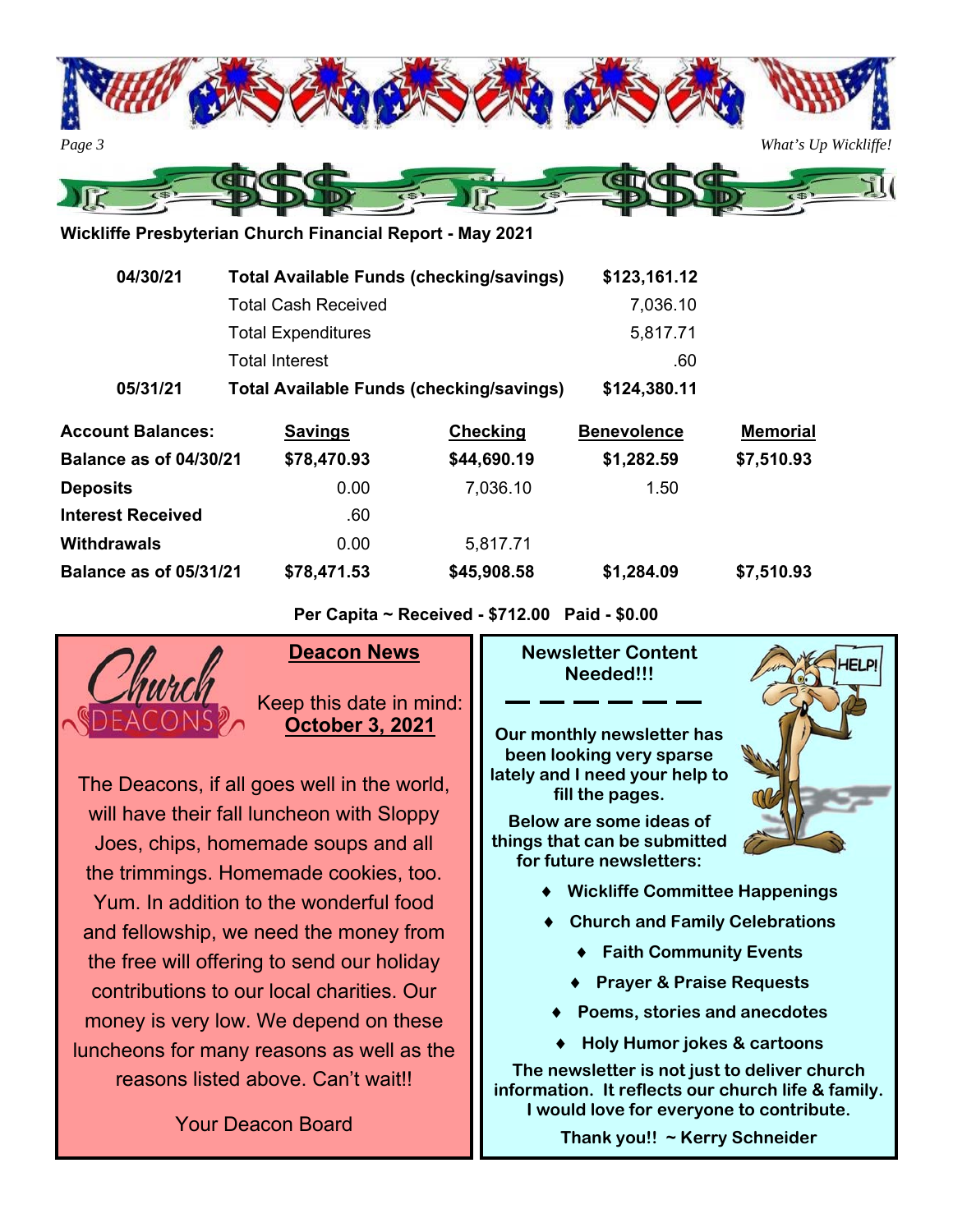## Wickliffe Presbyterian Church Financial Report - May 2021

| | | |
|---|---|---|
| **04/30/21** | **Total Available Funds (checking/savings)** | **$123,161.12** |
| | Total Cash Received | 7,036.10 |
| | Total Expenditures | 5,817.71 |
| | Total Interest | .60 |
| **05/31/21** | **Total Available Funds (checking/savings)** | **$124,380.11** |

| **Account Balances:** | **Savings** | **Checking** | **Benevolence** | **Memorial** |
|---|---|---|---|---|
| **Balance as of 04/30/21** | **$78,470.93** | **$44,690.19** | **$1,282.59** | **$7,510.93** |
| **Deposits** | 0.00 | 7,036.10 | 1.50 | |
| **Interest Received** | .60 | | | |
| **Withdrawals** | 0.00 | 5,817.71 | | |
| **Balance as of 05/31/21** | **$78,471.53** | **$45,908.58** | **$1,284.09** | **$7,510.93** |

**Per Capita ~ Received - $712.00 Paid - $0.00**

## Deacon News

Keep this date in mind:
**October 3, 2021**

The Deacons, if all goes well in the world, will have their fall luncheon with Sloppy Joes, chips, homemade soups and all the trimmings. Homemade cookies, too. Yum. In addition to the wonderful food and fellowship, we need the money from the free will offering to send our holiday contributions to our local charities. Our money is very low. We depend on these luncheons for many reasons as well as the reasons listed above. Can't wait!!

Your Deacon Board

## Newsletter Content Needed!!!

**Our monthly newsletter has been looking very sparse lately and I need your help to fill the pages.**

**Below are some ideas of things that can be submitted for future newsletters:**

- **Wickliffe Committee Happenings**
- **Church and Family Celebrations**
- **Faith Community Events**
- **Prayer & Praise Requests**
- **Poems, stories and anecdotes**
- **Holy Humor jokes & cartoons**

**The newsletter is not just to deliver church information. It reflects our church life & family. I would love for everyone to contribute.**

**Thank you!! ~ Kerry Schneider**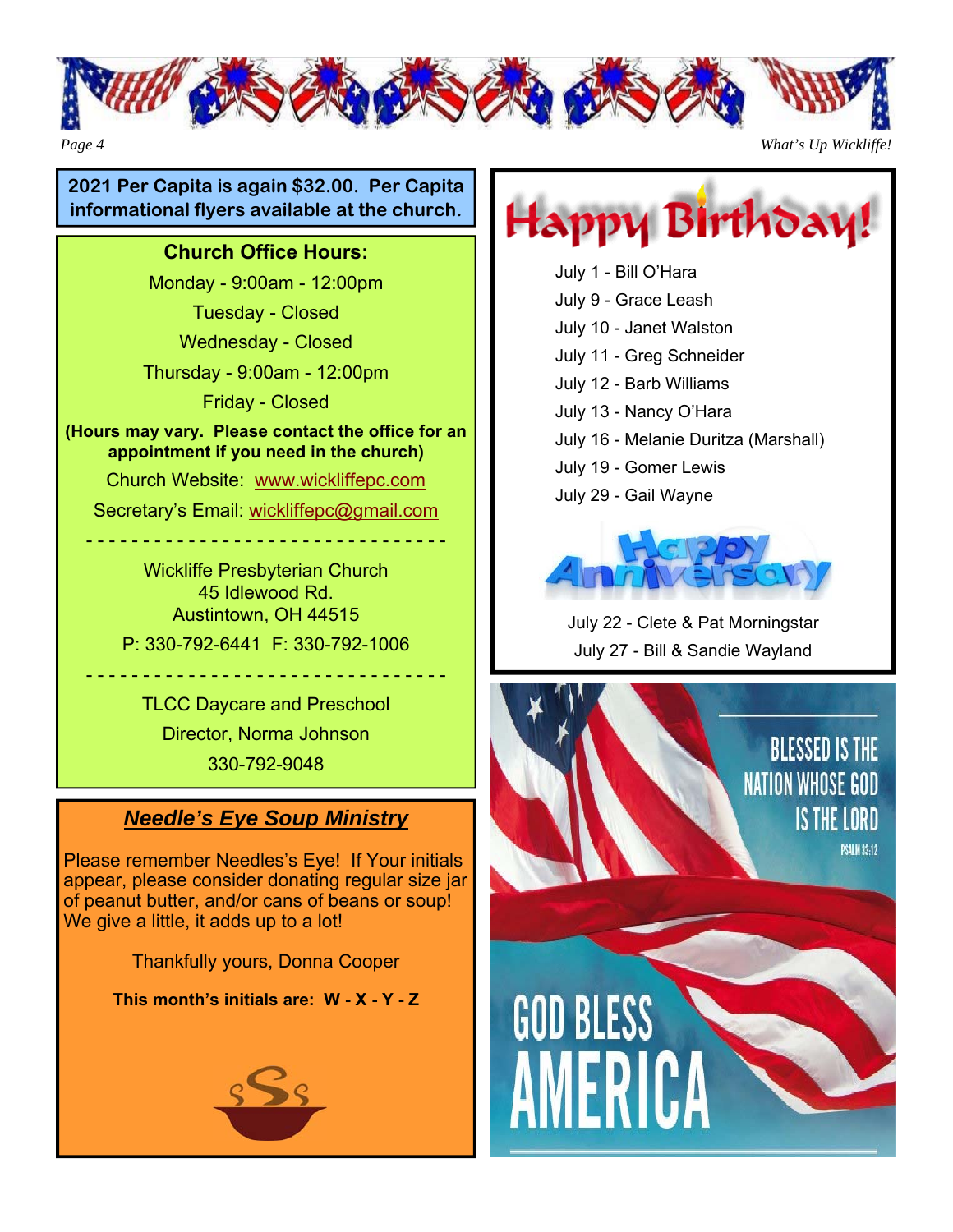**2021 Per Capita is again $32.00. Per Capita informational flyers available at the church.**

**Church Office Hours:**

Monday - 9:00am - 12:00pm

Tuesday - Closed

Wednesday - Closed

Thursday - 9:00am - 12:00pm

Friday - Closed

**(Hours may vary. Please contact the office for an appointment if you need in the church)**

Church Website: www.wickliffepc.com

Secretary's Email: wickliffepc@gmail.com

---

Wickliffe Presbyterian Church
45 Idlewood Rd.
Austintown, OH 44515

P: 330-792-6441 F: 330-792-1006

---

TLCC Daycare and Preschool

Director, Norma Johnson

330-792-9048

## ***Needle's Eye Soup Ministry***

Please remember Needles's Eye! If Your initials appear, please consider donating regular size jar of peanut butter, and/or cans of beans or soup! We give a little, it adds up to a lot!

Thankfully yours, Donna Cooper

**This month's initials are: W - X - Y - Z**

## Happy Birthday!

July 1 - Bill O'Hara
July 9 - Grace Leash
July 10 - Janet Walston
July 11 - Greg Schneider
July 12 - Barb Williams
July 13 - Nancy O'Hara
July 16 - Melanie Duritza (Marshall)
July 19 - Gomer Lewis
July 29 - Gail Wayne

## Happy Anniversary

July 22 - Clete & Pat Morningstar
July 27 - Bill & Sandie Wayland

BLESSED IS THE NATION WHOSE GOD IS THE LORD
PSALM 33:12

GOD BLESS AMERICA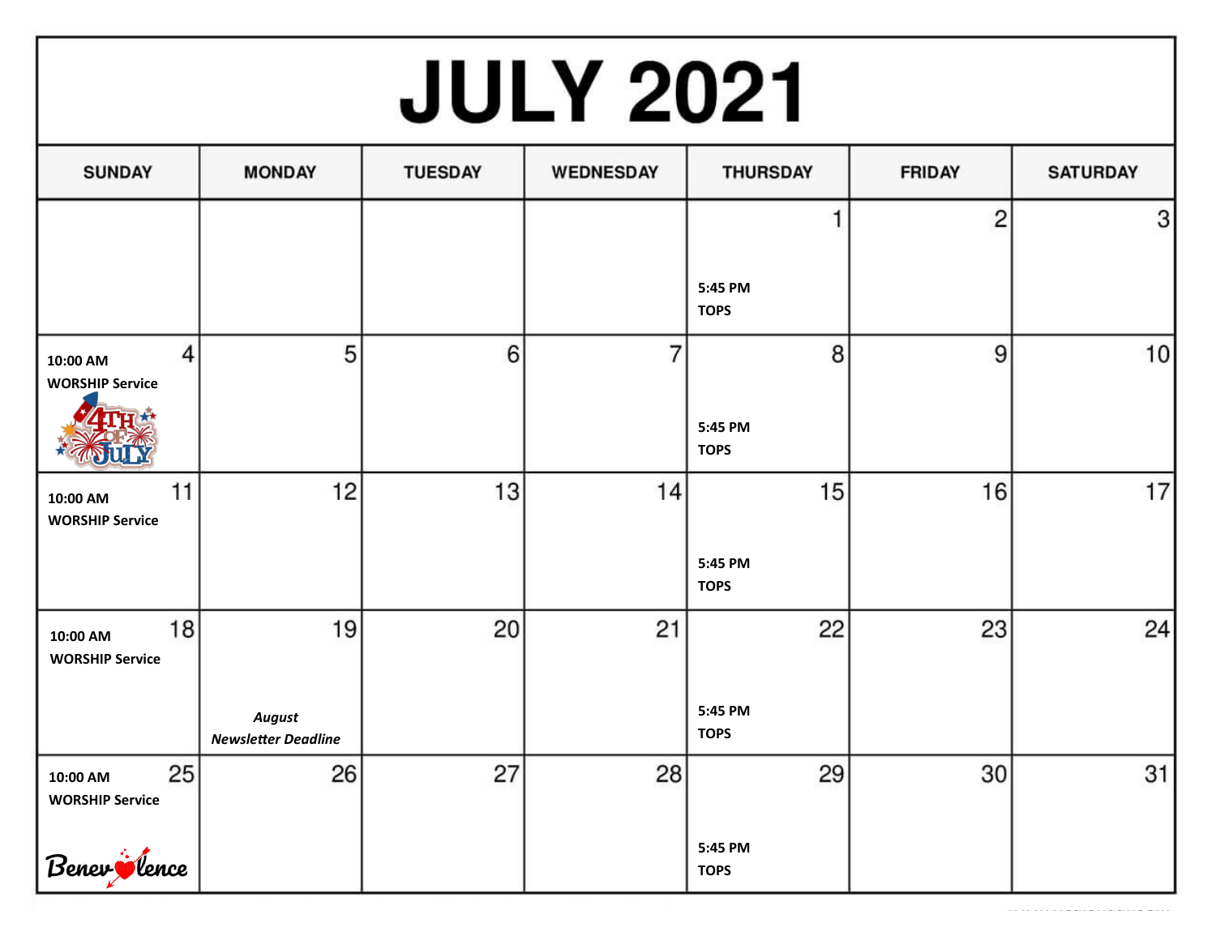# JULY 2021

| SUNDAY | MONDAY | TUESDAY | WEDNESDAY | THURSDAY | FRIDAY | SATURDAY |
|---|---|---|---|---|---|---|
| | | | | 1<br>**5:45 PM**<br>**TOPS** | 2 | 3 |
| 4<br>**10:00 AM**<br>**WORSHIP Service**<br>4TH OF JULY | 5 | 6 | 7 | 8<br>**5:45 PM**<br>**TOPS** | 9 | 10 |
| 11<br>**10:00 AM**<br>**WORSHIP Service** | 12 | 13 | 14 | 15<br>**5:45 PM**<br>**TOPS** | 16 | 17 |
| 18<br>**10:00 AM**<br>**WORSHIP Service** | 19<br>***August***<br>***Newsletter Deadline*** | 20 | 21 | 22<br>**5:45 PM**<br>**TOPS** | 23 | 24 |
| 25<br>**10:00 AM**<br>**WORSHIP Service**<br>Benevolence | 26 | 27 | 28 | 29<br>**5:45 PM**<br>**TOPS** | 30 | 31 |